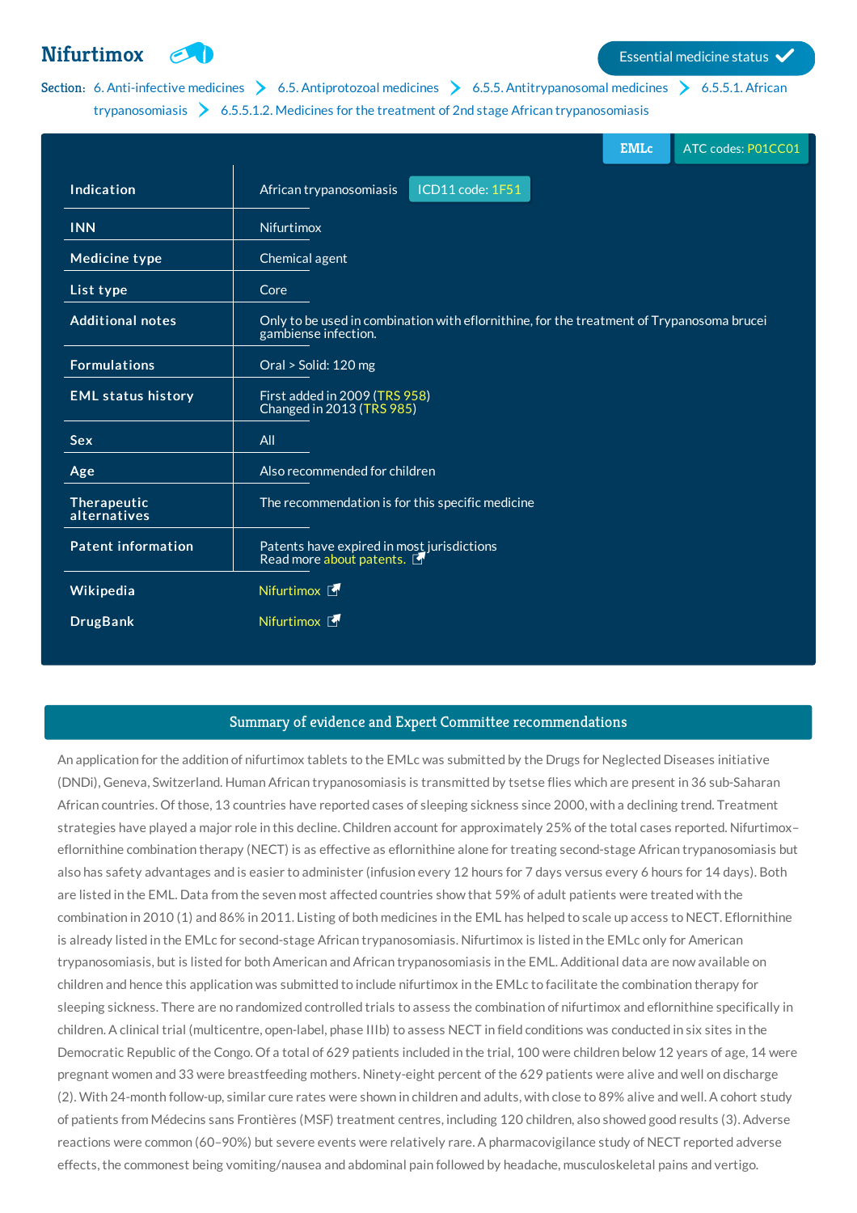# Nifurtimox

Essential medicine status ✓

Section: 6. Anti-infective medicines > 6.5. Antiprotozoal medicines > 6.5.5. Antitrypanosomal medicines > 6.5.5.1. African trypanosomiasis > 6.5.5.1.2. Medicines for the treatment of 2nd stage African trypanosomiasis

EMLc | ATC codes: P01CC01

| | |
|---|---|
| **Indication** | African trypanosomiasis ICD11 code: 1F51 |
| **INN** | Nifurtimox |
| **Medicine type** | Chemical agent |
| **List type** | Core |
| **Additional notes** | Only to be used in combination with eflornithine, for the treatment of Trypanosoma brucei gambiense infection. |
| **Formulations** | Oral > Solid: 120 mg |
| **EML status history** | First added in 2009 (TRS 958)<br>Changed in 2013 (TRS 985) |
| **Sex** | All |
| **Age** | Also recommended for children |
| **Therapeutic alternatives** | The recommendation is for this specific medicine |
| **Patent information** | Patents have expired in most jurisdictions<br>Read more about patents. |
| **Wikipedia** | Nifurtimox |
| **DrugBank** | Nifurtimox |

## Summary of evidence and Expert Committee recommendations

An application for the addition of nifurtimox tablets to the EMLc was submitted by the Drugs for Neglected Diseases initiative (DNDi), Geneva, Switzerland. Human African trypanosomiasis is transmitted by tsetse flies which are present in 36 sub-Saharan African countries. Of those, 13 countries have reported cases of sleeping sickness since 2000, with a declining trend. Treatment strategies have played a major role in this decline. Children account for approximately 25% of the total cases reported. Nifurtimox–eflornithine combination therapy (NECT) is as effective as eflornithine alone for treating second-stage African trypanosomiasis but also has safety advantages and is easier to administer (infusion every 12 hours for 7 days versus every 6 hours for 14 days). Both are listed in the EML. Data from the seven most affected countries show that 59% of adult patients were treated with the combination in 2010 (1) and 86% in 2011. Listing of both medicines in the EML has helped to scale up access to NECT. Eflornithine is already listed in the EMLc for second-stage African trypanosomiasis. Nifurtimox is listed in the EMLc only for American trypanosomiasis, but is listed for both American and African trypanosomiasis in the EML. Additional data are now available on children and hence this application was submitted to include nifurtimox in the EMLc to facilitate the combination therapy for sleeping sickness. There are no randomized controlled trials to assess the combination of nifurtimox and eflornithine specifically in children. A clinical trial (multicentre, open-label, phase IIIb) to assess NECT in field conditions was conducted in six sites in the Democratic Republic of the Congo. Of a total of 629 patients included in the trial, 100 were children below 12 years of age, 14 were pregnant women and 33 were breastfeeding mothers. Ninety-eight percent of the 629 patients were alive and well on discharge (2). With 24-month follow-up, similar cure rates were shown in children and adults, with close to 89% alive and well. A cohort study of patients from Médecins sans Frontières (MSF) treatment centres, including 120 children, also showed good results (3). Adverse reactions were common (60–90%) but severe events were relatively rare. A pharmacovigilance study of NECT reported adverse effects, the commonest being vomiting/nausea and abdominal pain followed by headache, musculoskeletal pains and vertigo.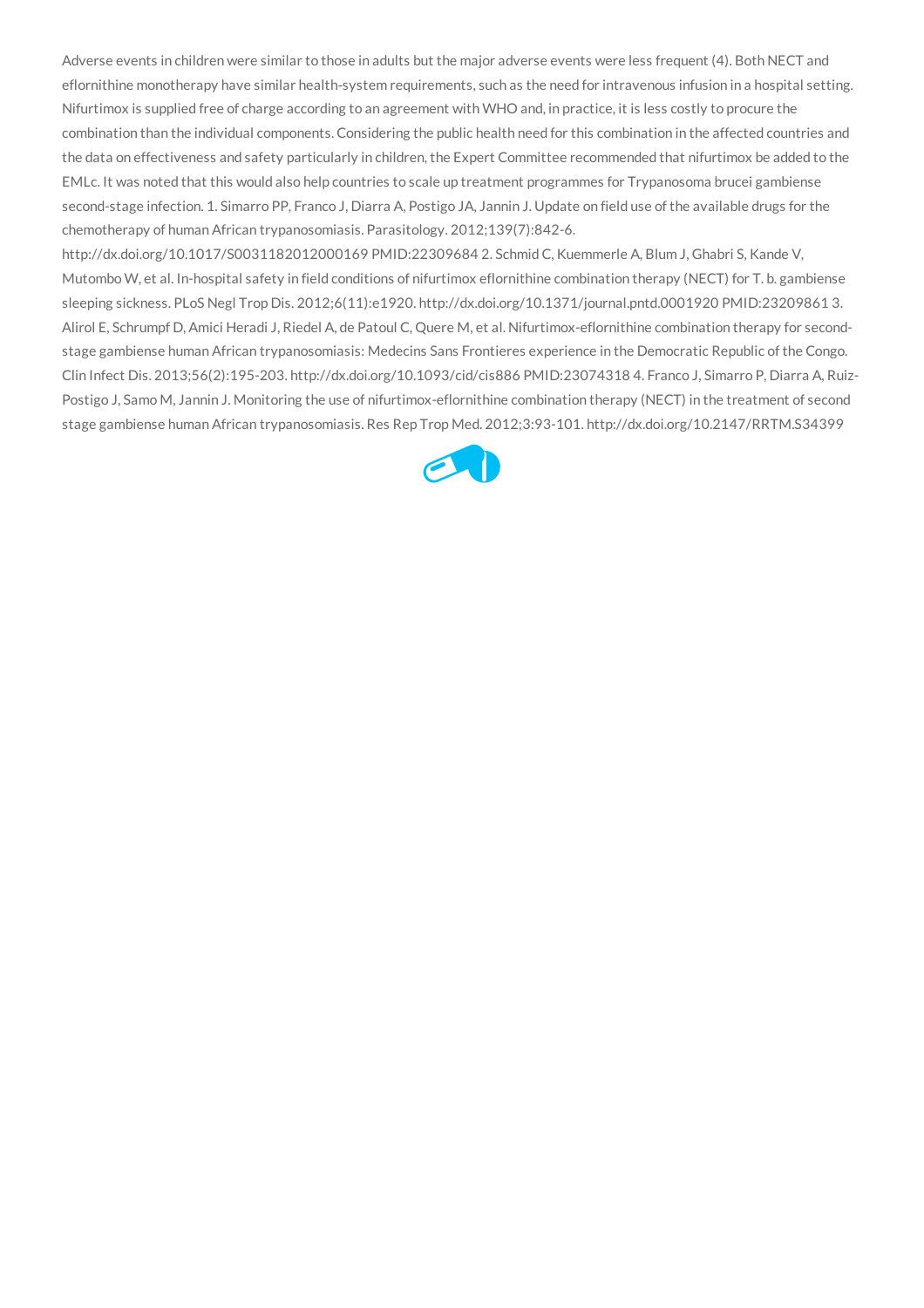Adverse events in children were similar to those in adults but the major adverse events were less frequent (4). Both NECT and eflornithine monotherapy have similar health-system requirements, such as the need for intravenous infusion in a hospital setting. Nifurtimox is supplied free of charge according to an agreement with WHO and, in practice, it is less costly to procure the combination than the individual components. Considering the public health need for this combination in the affected countries and the data on effectiveness and safety particularly in children, the Expert Committee recommended that nifurtimox be added to the EMLc. It was noted that this would also help countries to scale up treatment programmes for Trypanosoma brucei gambiense second-stage infection. 1. Simarro PP, Franco J, Diarra A, Postigo JA, Jannin J. Update on field use of the available drugs for the chemotherapy of human African trypanosomiasis. Parasitology. 2012;139(7):842-6. http://dx.doi.org/10.1017/S0031182012000169 PMID:22309684 2. Schmid C, Kuemmerle A, Blum J, Ghabri S, Kande V, Mutombo W, et al. In-hospital safety in field conditions of nifurtimox eflornithine combination therapy (NECT) for T. b. gambiense sleeping sickness. PLoS Negl Trop Dis. 2012;6(11):e1920. http://dx.doi.org/10.1371/journal.pntd.0001920 PMID:23209861 3. Alirol E, Schrumpf D, Amici Heradi J, Riedel A, de Patoul C, Quere M, et al. Nifurtimox-eflornithine combination therapy for second-stage gambiense human African trypanosomiasis: Medecins Sans Frontieres experience in the Democratic Republic of the Congo. Clin Infect Dis. 2013;56(2):195-203. http://dx.doi.org/10.1093/cid/cis886 PMID:23074318 4. Franco J, Simarro P, Diarra A, Ruiz-Postigo J, Samo M, Jannin J. Monitoring the use of nifurtimox-eflornithine combination therapy (NECT) in the treatment of second stage gambiense human African trypanosomiasis. Res Rep Trop Med. 2012;3:93-101. http://dx.doi.org/10.2147/RRTM.S34399